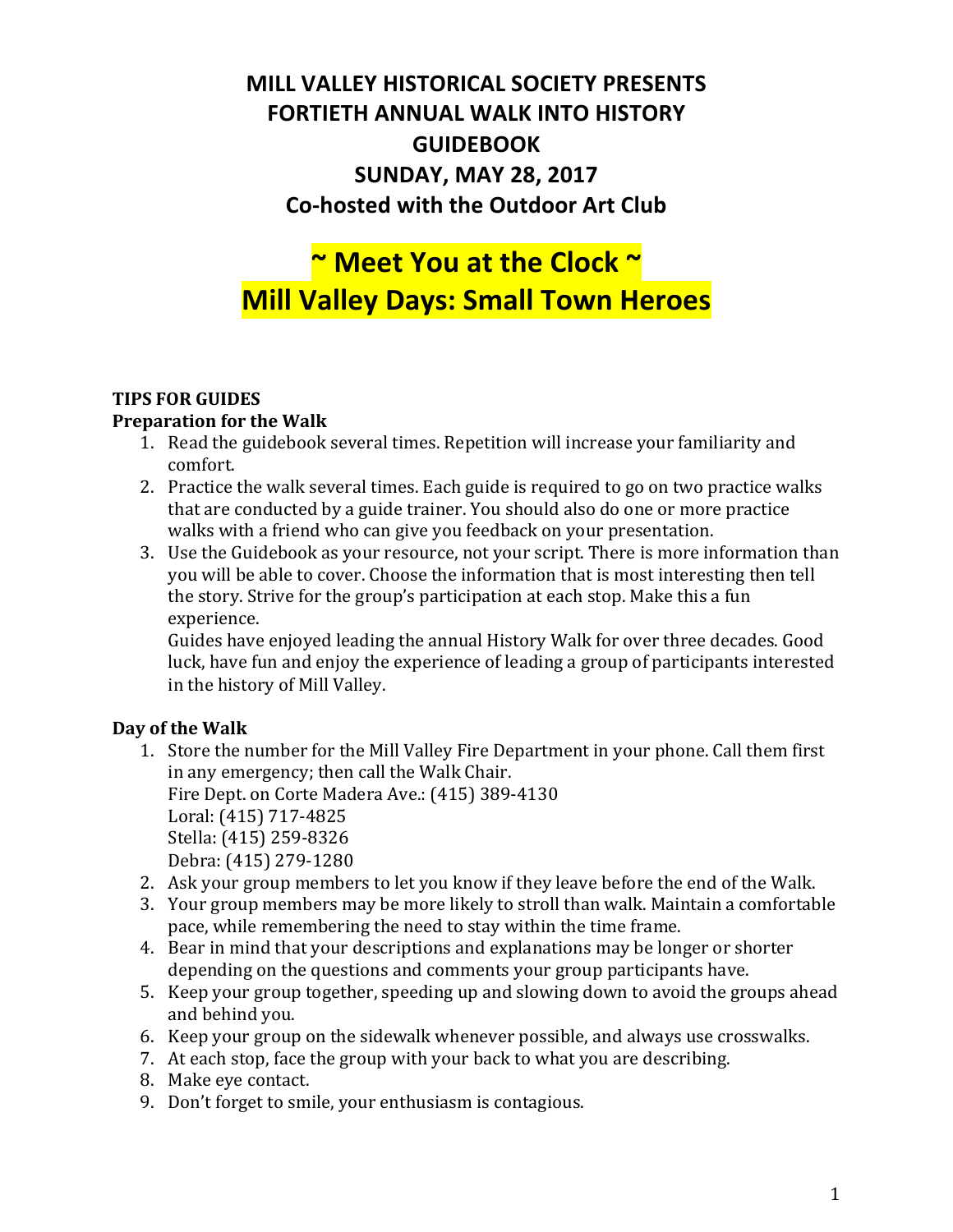# MILL VALLEY HISTORICAL SOCIETY PRESENTS
# FORTIETH ANNUAL WALK INTO HISTORY
# GUIDEBOOK
# SUNDAY, MAY 28, 2017
# Co-hosted with the Outdoor Art Club

# ~ Meet You at the Clock ~
# Mill Valley Days: Small Town Heroes

## TIPS FOR GUIDES

### Preparation for the Walk

1. Read the guidebook several times. Repetition will increase your familiarity and comfort.
2. Practice the walk several times. Each guide is required to go on two practice walks that are conducted by a guide trainer. You should also do one or more practice walks with a friend who can give you feedback on your presentation.
3. Use the Guidebook as your resource, not your script. There is more information than you will be able to cover. Choose the information that is most interesting then tell the story. Strive for the group's participation at each stop. Make this a fun experience.
   Guides have enjoyed leading the annual History Walk for over three decades. Good luck, have fun and enjoy the experience of leading a group of participants interested in the history of Mill Valley.

### Day of the Walk

1. Store the number for the Mill Valley Fire Department in your phone. Call them first in any emergency; then call the Walk Chair.
   Fire Dept. on Corte Madera Ave.: (415) 389-4130
   Loral: (415) 717-4825
   Stella: (415) 259-8326
   Debra: (415) 279-1280
2. Ask your group members to let you know if they leave before the end of the Walk.
3. Your group members may be more likely to stroll than walk. Maintain a comfortable pace, while remembering the need to stay within the time frame.
4. Bear in mind that your descriptions and explanations may be longer or shorter depending on the questions and comments your group participants have.
5. Keep your group together, speeding up and slowing down to avoid the groups ahead and behind you.
6. Keep your group on the sidewalk whenever possible, and always use crosswalks.
7. At each stop, face the group with your back to what you are describing.
8. Make eye contact.
9. Don't forget to smile, your enthusiasm is contagious.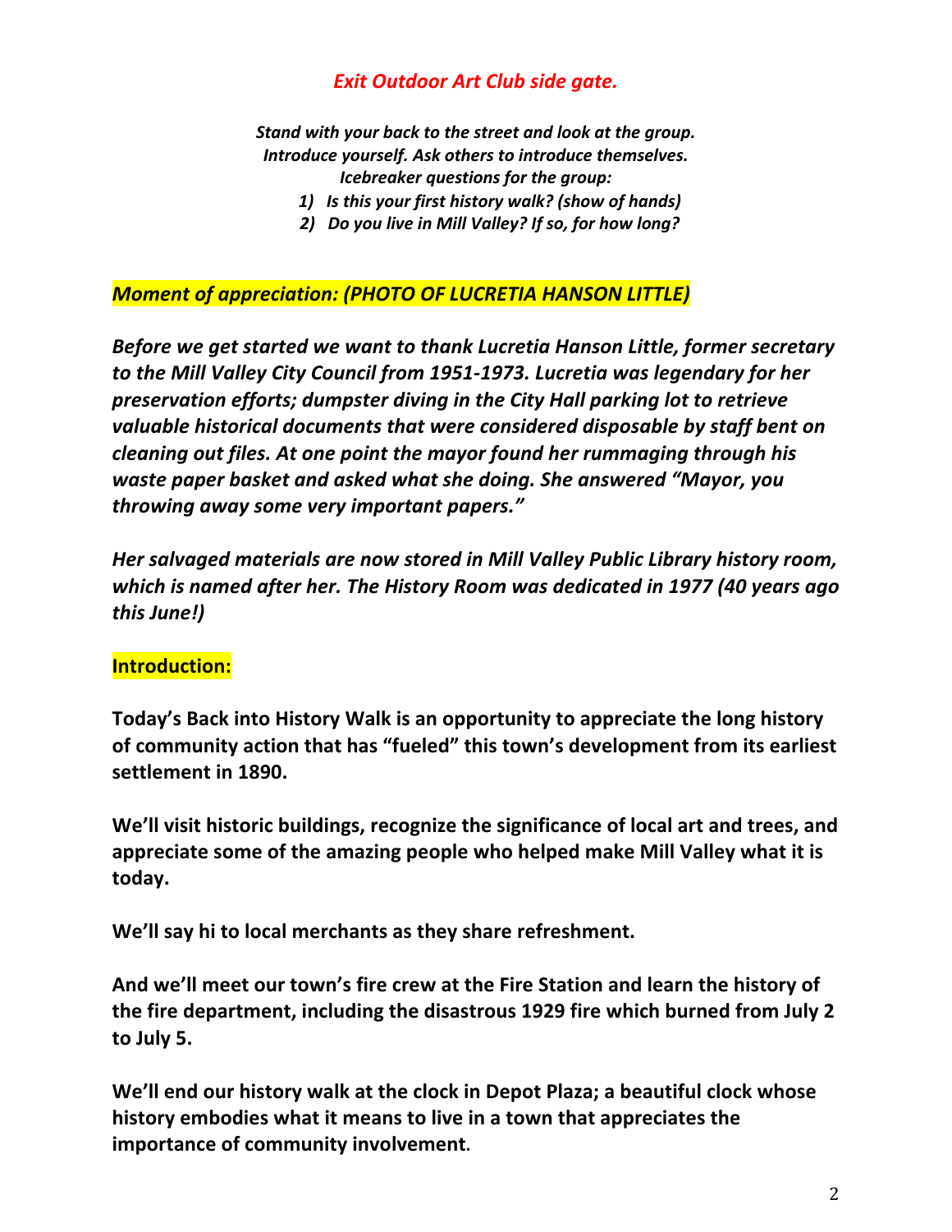***Exit Outdoor Art Club side gate.***

***Stand with your back to the street and look at the group.***
***Introduce yourself. Ask others to introduce themselves.***
***Icebreaker questions for the group:***

1) ***Is this your first history walk? (show of hands)***
2) ***Do you live in Mill Valley? If so, for how long?***

***Moment of appreciation: (PHOTO OF LUCRETIA HANSON LITTLE)***

***Before we get started we want to thank Lucretia Hanson Little, former secretary to the Mill Valley City Council from 1951-1973. Lucretia was legendary for her preservation efforts; dumpster diving in the City Hall parking lot to retrieve valuable historical documents that were considered disposable by staff bent on cleaning out files. At one point the mayor found her rummaging through his waste paper basket and asked what she doing. She answered "Mayor, you throwing away some very important papers."***

***Her salvaged materials are now stored in Mill Valley Public Library history room, which is named after her. The History Room was dedicated in 1977 (40 years ago this June!)***

**Introduction:**

**Today's Back into History Walk is an opportunity to appreciate the long history of community action that has "fueled" this town's development from its earliest settlement in 1890.**

**We'll visit historic buildings, recognize the significance of local art and trees, and appreciate some of the amazing people who helped make Mill Valley what it is today.**

**We'll say hi to local merchants as they share refreshment.**

**And we'll meet our town's fire crew at the Fire Station and learn the history of the fire department, including the disastrous 1929 fire which burned from July 2 to July 5.**

**We'll end our history walk at the clock in Depot Plaza; a beautiful clock whose history embodies what it means to live in a town that appreciates the importance of community involvement.**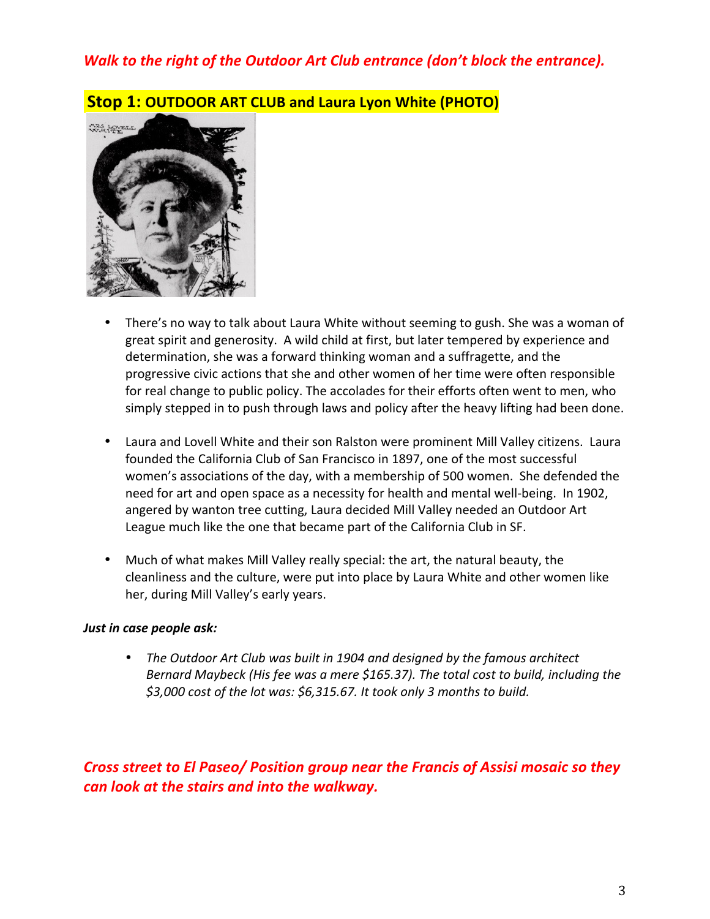*Walk to the right of the Outdoor Art Club entrance (don't block the entrance).*

## **Stop 1: OUTDOOR ART CLUB and Laura Lyon White (PHOTO)**

- There's no way to talk about Laura White without seeming to gush. She was a woman of great spirit and generosity. A wild child at first, but later tempered by experience and determination, she was a forward thinking woman and a suffragette, and the progressive civic actions that she and other women of her time were often responsible for real change to public policy. The accolades for their efforts often went to men, who simply stepped in to push through laws and policy after the heavy lifting had been done.

- Laura and Lovell White and their son Ralston were prominent Mill Valley citizens. Laura founded the California Club of San Francisco in 1897, one of the most successful women's associations of the day, with a membership of 500 women. She defended the need for art and open space as a necessity for health and mental well-being. In 1902, angered by wanton tree cutting, Laura decided Mill Valley needed an Outdoor Art League much like the one that became part of the California Club in SF.

- Much of what makes Mill Valley really special: the art, the natural beauty, the cleanliness and the culture, were put into place by Laura White and other women like her, during Mill Valley's early years.

***Just in case people ask:***

- *The Outdoor Art Club was built in 1904 and designed by the famous architect Bernard Maybeck (His fee was a mere $165.37). The total cost to build, including the $3,000 cost of the lot was: $6,315.67. It took only 3 months to build.*

*Cross street to El Paseo/ Position group near the Francis of Assisi mosaic so they can look at the stairs and into the walkway.*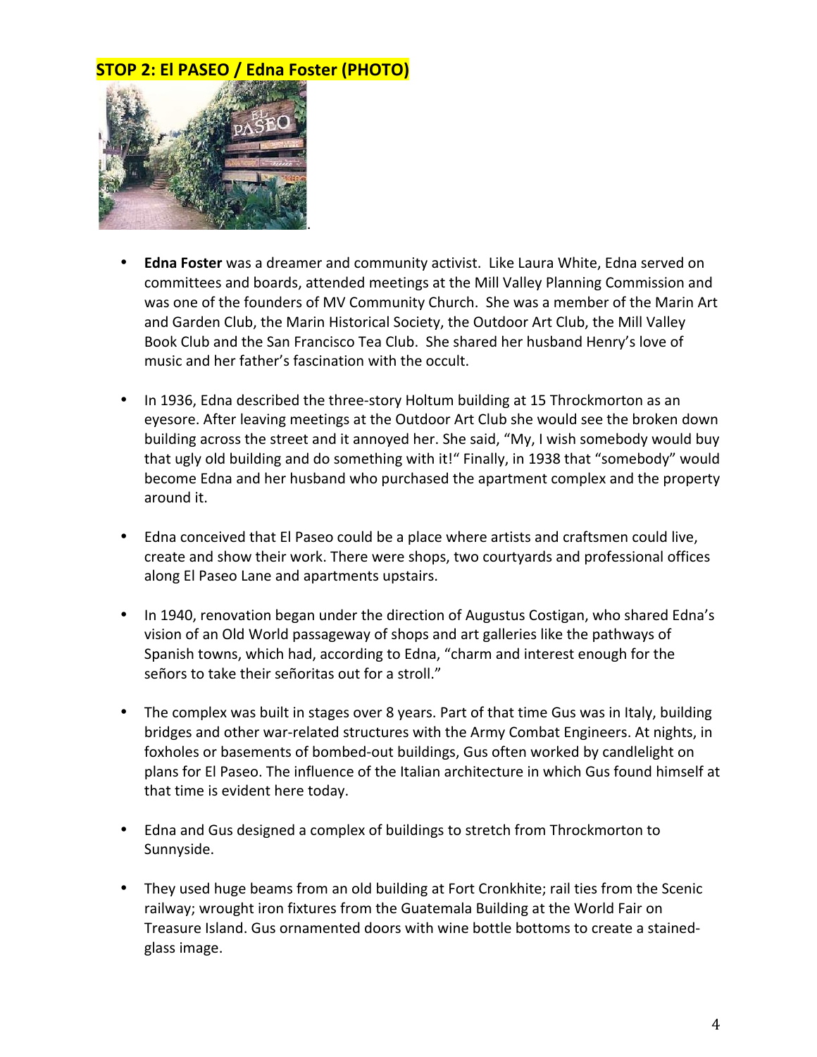## STOP 2: El PASEO / Edna Foster (PHOTO)

- **Edna Foster** was a dreamer and community activist. Like Laura White, Edna served on committees and boards, attended meetings at the Mill Valley Planning Commission and was one of the founders of MV Community Church. She was a member of the Marin Art and Garden Club, the Marin Historical Society, the Outdoor Art Club, the Mill Valley Book Club and the San Francisco Tea Club. She shared her husband Henry's love of music and her father's fascination with the occult.

- In 1936, Edna described the three-story Holtum building at 15 Throckmorton as an eyesore. After leaving meetings at the Outdoor Art Club she would see the broken down building across the street and it annoyed her. She said, "My, I wish somebody would buy that ugly old building and do something with it!" Finally, in 1938 that "somebody" would become Edna and her husband who purchased the apartment complex and the property around it.

- Edna conceived that El Paseo could be a place where artists and craftsmen could live, create and show their work. There were shops, two courtyards and professional offices along El Paseo Lane and apartments upstairs.

- In 1940, renovation began under the direction of Augustus Costigan, who shared Edna's vision of an Old World passageway of shops and art galleries like the pathways of Spanish towns, which had, according to Edna, "charm and interest enough for the señors to take their señoritas out for a stroll."

- The complex was built in stages over 8 years. Part of that time Gus was in Italy, building bridges and other war-related structures with the Army Combat Engineers. At nights, in foxholes or basements of bombed-out buildings, Gus often worked by candlelight on plans for El Paseo. The influence of the Italian architecture in which Gus found himself at that time is evident here today.

- Edna and Gus designed a complex of buildings to stretch from Throckmorton to Sunnyside.

- They used huge beams from an old building at Fort Cronkhite; rail ties from the Scenic railway; wrought iron fixtures from the Guatemala Building at the World Fair on Treasure Island. Gus ornamented doors with wine bottle bottoms to create a stained-glass image.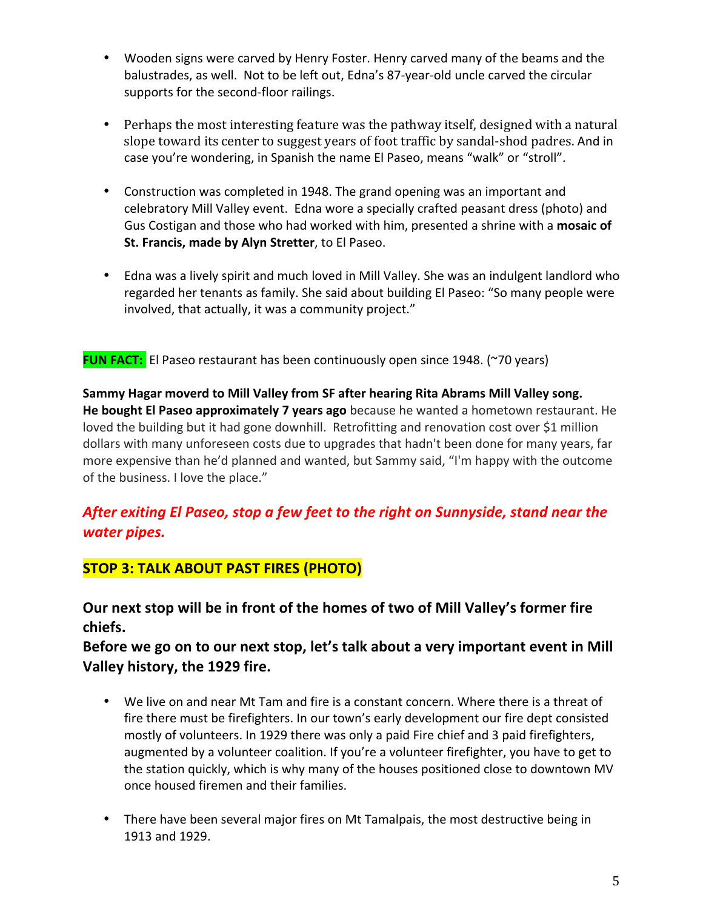- Wooden signs were carved by Henry Foster. Henry carved many of the beams and the balustrades, as well. Not to be left out, Edna's 87-year-old uncle carved the circular supports for the second-floor railings.

- Perhaps the most interesting feature was the pathway itself, designed with a natural slope toward its center to suggest years of foot traffic by sandal-shod padres. And in case you're wondering, in Spanish the name El Paseo, means "walk" or "stroll".

- Construction was completed in 1948. The grand opening was an important and celebratory Mill Valley event. Edna wore a specially crafted peasant dress (photo) and Gus Costigan and those who had worked with him, presented a shrine with a **mosaic of St. Francis, made by Alyn Stretter**, to El Paseo.

- Edna was a lively spirit and much loved in Mill Valley. She was an indulgent landlord who regarded her tenants as family. She said about building El Paseo: "So many people were involved, that actually, it was a community project."

**FUN FACT:** El Paseo restaurant has been continuously open since 1948. (~70 years)

**Sammy Hagar moverd to Mill Valley from SF after hearing Rita Abrams Mill Valley song. He bought El Paseo approximately 7 years ago** because he wanted a hometown restaurant. He loved the building but it had gone downhill. Retrofitting and renovation cost over $1 million dollars with many unforeseen costs due to upgrades that hadn't been done for many years, far more expensive than he'd planned and wanted, but Sammy said, "I'm happy with the outcome of the business. I love the place."

### ***After exiting El Paseo, stop a few feet to the right on Sunnyside, stand near the water pipes.***

## STOP 3: TALK ABOUT PAST FIRES (PHOTO)

### Our next stop will be in front of the homes of two of Mill Valley's former fire chiefs.

### Before we go on to our next stop, let's talk about a very important event in Mill Valley history, the 1929 fire.

- We live on and near Mt Tam and fire is a constant concern. Where there is a threat of fire there must be firefighters. In our town's early development our fire dept consisted mostly of volunteers. In 1929 there was only a paid Fire chief and 3 paid firefighters, augmented by a volunteer coalition. If you're a volunteer firefighter, you have to get to the station quickly, which is why many of the houses positioned close to downtown MV once housed firemen and their families.

- There have been several major fires on Mt Tamalpais, the most destructive being in 1913 and 1929.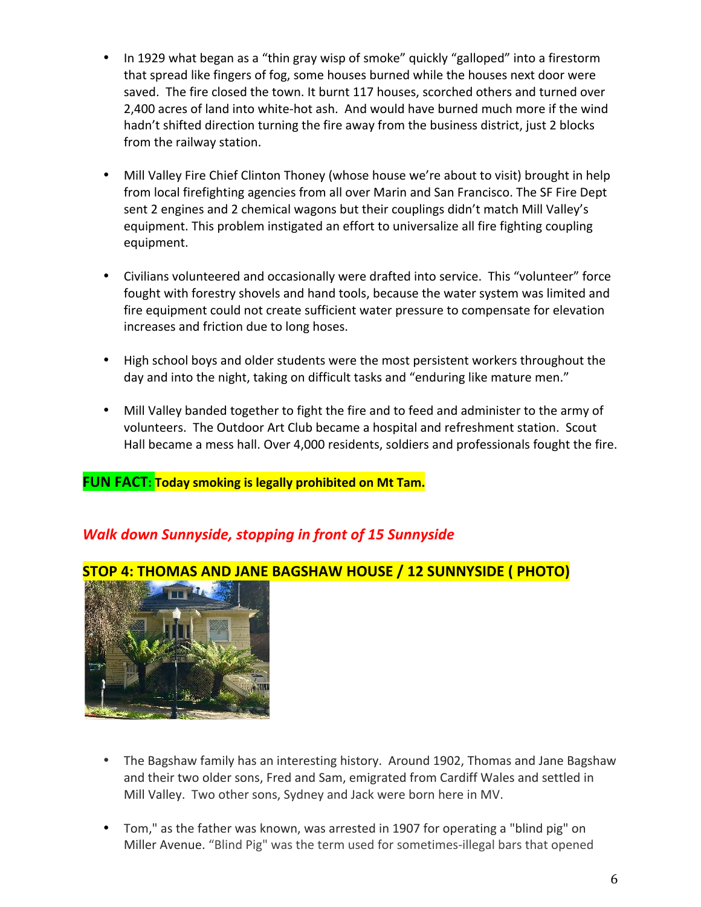- In 1929 what began as a "thin gray wisp of smoke" quickly "galloped" into a firestorm that spread like fingers of fog, some houses burned while the houses next door were saved. The fire closed the town. It burnt 117 houses, scorched others and turned over 2,400 acres of land into white-hot ash. And would have burned much more if the wind hadn't shifted direction turning the fire away from the business district, just 2 blocks from the railway station.

- Mill Valley Fire Chief Clinton Thoney (whose house we're about to visit) brought in help from local firefighting agencies from all over Marin and San Francisco. The SF Fire Dept sent 2 engines and 2 chemical wagons but their couplings didn't match Mill Valley's equipment. This problem instigated an effort to universalize all fire fighting coupling equipment.

- Civilians volunteered and occasionally were drafted into service. This "volunteer" force fought with forestry shovels and hand tools, because the water system was limited and fire equipment could not create sufficient water pressure to compensate for elevation increases and friction due to long hoses.

- High school boys and older students were the most persistent workers throughout the day and into the night, taking on difficult tasks and "enduring like mature men."

- Mill Valley banded together to fight the fire and to feed and administer to the army of volunteers. The Outdoor Art Club became a hospital and refreshment station. Scout Hall became a mess hall. Over 4,000 residents, soldiers and professionals fought the fire.

**FUN FACT: Today smoking is legally prohibited on Mt Tam.**

***Walk down Sunnyside, stopping in front of 15 Sunnyside***

**STOP 4: THOMAS AND JANE BAGSHAW HOUSE / 12 SUNNYSIDE ( PHOTO)**

- The Bagshaw family has an interesting history. Around 1902, Thomas and Jane Bagshaw and their two older sons, Fred and Sam, emigrated from Cardiff Wales and settled in Mill Valley. Two other sons, Sydney and Jack were born here in MV.

- Tom," as the father was known, was arrested in 1907 for operating a "blind pig" on Miller Avenue. "Blind Pig" was the term used for sometimes-illegal bars that opened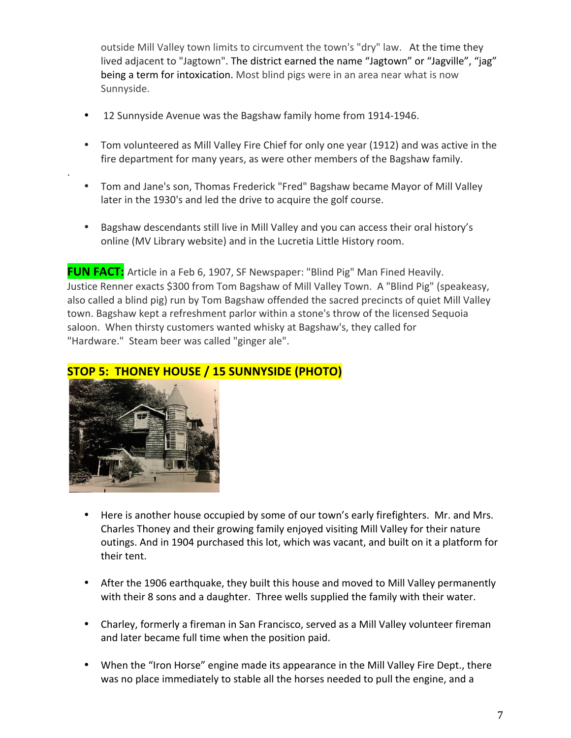outside Mill Valley town limits to circumvent the town's "dry" law. At the time they lived adjacent to "Jagtown". The district earned the name "Jagtown" or "Jagville", "jag" being a term for intoxication. Most blind pigs were in an area near what is now Sunnyside.

- 12 Sunnyside Avenue was the Bagshaw family home from 1914-1946.
- Tom volunteered as Mill Valley Fire Chief for only one year (1912) and was active in the fire department for many years, as were other members of the Bagshaw family.
- Tom and Jane's son, Thomas Frederick "Fred" Bagshaw became Mayor of Mill Valley later in the 1930's and led the drive to acquire the golf course.
- Bagshaw descendants still live in Mill Valley and you can access their oral history's online (MV Library website) and in the Lucretia Little History room.

**FUN FACT:** Article in a Feb 6, 1907, SF Newspaper: "Blind Pig" Man Fined Heavily. Justice Renner exacts $300 from Tom Bagshaw of Mill Valley Town. A "Blind Pig" (speakeasy, also called a blind pig) run by Tom Bagshaw offended the sacred precincts of quiet Mill Valley town. Bagshaw kept a refreshment parlor within a stone's throw of the licensed Sequoia saloon. When thirsty customers wanted whisky at Bagshaw's, they called for "Hardware." Steam beer was called "ginger ale".

## STOP 5: THONEY HOUSE / 15 SUNNYSIDE (PHOTO)

- Here is another house occupied by some of our town's early firefighters. Mr. and Mrs. Charles Thoney and their growing family enjoyed visiting Mill Valley for their nature outings. And in 1904 purchased this lot, which was vacant, and built on it a platform for their tent.
- After the 1906 earthquake, they built this house and moved to Mill Valley permanently with their 8 sons and a daughter. Three wells supplied the family with their water.
- Charley, formerly a fireman in San Francisco, served as a Mill Valley volunteer fireman and later became full time when the position paid.
- When the "Iron Horse" engine made its appearance in the Mill Valley Fire Dept., there was no place immediately to stable all the horses needed to pull the engine, and a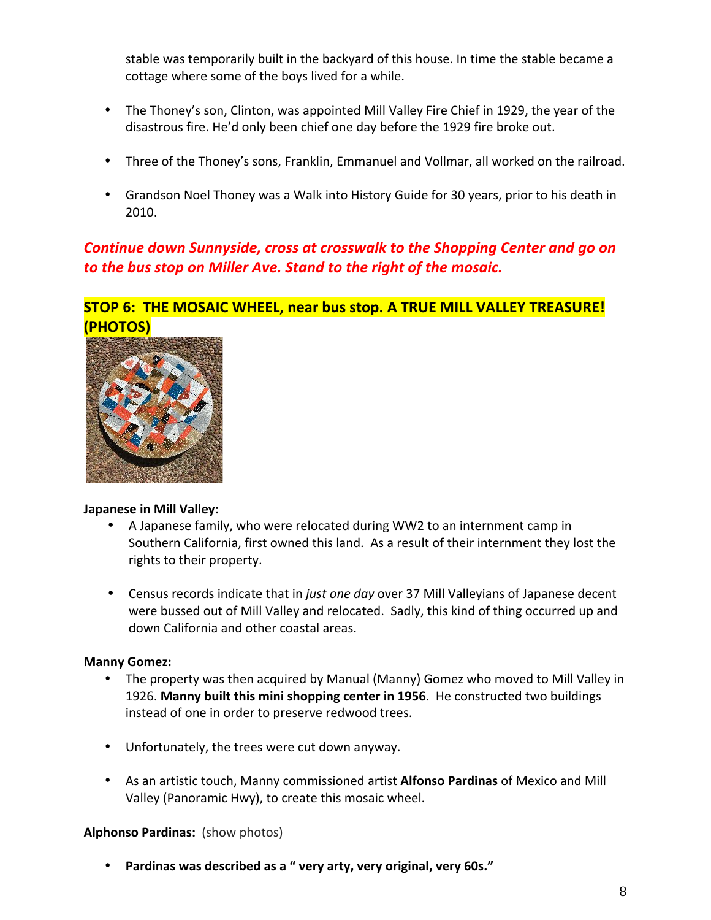stable was temporarily built in the backyard of this house. In time the stable became a cottage where some of the boys lived for a while.

- The Thoney's son, Clinton, was appointed Mill Valley Fire Chief in 1929, the year of the disastrous fire. He'd only been chief one day before the 1929 fire broke out.

- Three of the Thoney's sons, Franklin, Emmanuel and Vollmar, all worked on the railroad.

- Grandson Noel Thoney was a Walk into History Guide for 30 years, prior to his death in 2010.

***Continue down Sunnyside, cross at crosswalk to the Shopping Center and go on to the bus stop on Miller Ave. Stand to the right of the mosaic.***

## STOP 6: THE MOSAIC WHEEL, near bus stop. A TRUE MILL VALLEY TREASURE! (PHOTOS)

**Japanese in Mill Valley:**

- A Japanese family, who were relocated during WW2 to an internment camp in Southern California, first owned this land. As a result of their internment they lost the rights to their property.

- Census records indicate that in *just one day* over 37 Mill Valleyians of Japanese decent were bussed out of Mill Valley and relocated. Sadly, this kind of thing occurred up and down California and other coastal areas.

**Manny Gomez:**

- The property was then acquired by Manual (Manny) Gomez who moved to Mill Valley in 1926. **Manny built this mini shopping center in 1956**. He constructed two buildings instead of one in order to preserve redwood trees.

- Unfortunately, the trees were cut down anyway.

- As an artistic touch, Manny commissioned artist **Alfonso Pardinas** of Mexico and Mill Valley (Panoramic Hwy), to create this mosaic wheel.

**Alphonso Pardinas:** (show photos)

- **Pardinas was described as a " very arty, very original, very 60s."**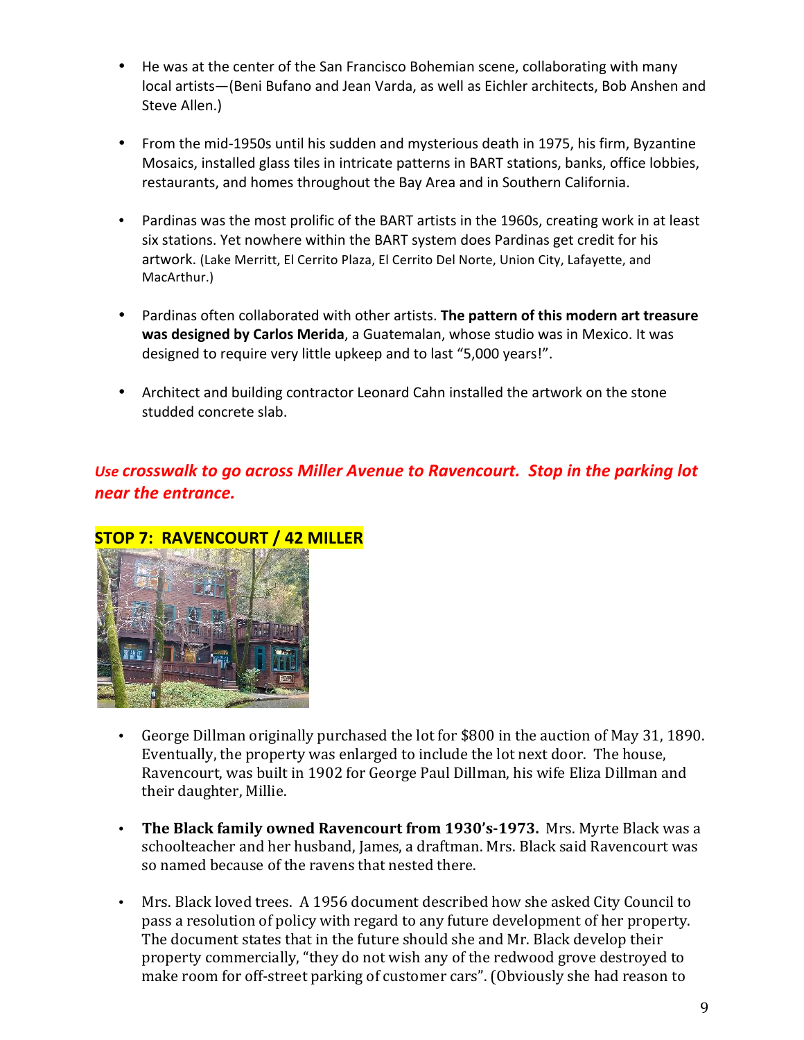- He was at the center of the San Francisco Bohemian scene, collaborating with many local artists—(Beni Bufano and Jean Varda, as well as Eichler architects, Bob Anshen and Steve Allen.)

- From the mid-1950s until his sudden and mysterious death in 1975, his firm, Byzantine Mosaics, installed glass tiles in intricate patterns in BART stations, banks, office lobbies, restaurants, and homes throughout the Bay Area and in Southern California.

- Pardinas was the most prolific of the BART artists in the 1960s, creating work in at least six stations. Yet nowhere within the BART system does Pardinas get credit for his artwork. (Lake Merritt, El Cerrito Plaza, El Cerrito Del Norte, Union City, Lafayette, and MacArthur.)

- Pardinas often collaborated with other artists. **The pattern of this modern art treasure was designed by Carlos Merida**, a Guatemalan, whose studio was in Mexico. It was designed to require very little upkeep and to last "5,000 years!".

- Architect and building contractor Leonard Cahn installed the artwork on the stone studded concrete slab.

***Use crosswalk to go across Miller Avenue to Ravencourt. Stop in the parking lot near the entrance.***

## STOP 7: RAVENCOURT / 42 MILLER

- George Dillman originally purchased the lot for $800 in the auction of May 31, 1890. Eventually, the property was enlarged to include the lot next door. The house, Ravencourt, was built in 1902 for George Paul Dillman, his wife Eliza Dillman and their daughter, Millie.

- **The Black family owned Ravencourt from 1930's-1973.** Mrs. Myrte Black was a schoolteacher and her husband, James, a draftman. Mrs. Black said Ravencourt was so named because of the ravens that nested there.

- Mrs. Black loved trees. A 1956 document described how she asked City Council to pass a resolution of policy with regard to any future development of her property. The document states that in the future should she and Mr. Black develop their property commercially, "they do not wish any of the redwood grove destroyed to make room for off-street parking of customer cars". (Obviously she had reason to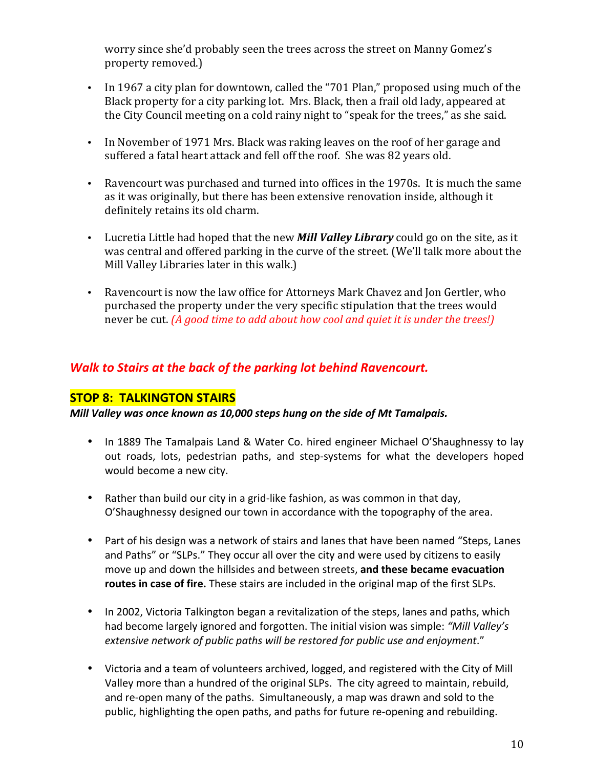worry since she'd probably seen the trees across the street on Manny Gomez's property removed.)

- In 1967 a city plan for downtown, called the "701 Plan," proposed using much of the Black property for a city parking lot. Mrs. Black, then a frail old lady, appeared at the City Council meeting on a cold rainy night to "speak for the trees," as she said.

- In November of 1971 Mrs. Black was raking leaves on the roof of her garage and suffered a fatal heart attack and fell off the roof. She was 82 years old.

- Ravencourt was purchased and turned into offices in the 1970s. It is much the same as it was originally, but there has been extensive renovation inside, although it definitely retains its old charm.

- Lucretia Little had hoped that the new ***Mill Valley Library*** could go on the site, as it was central and offered parking in the curve of the street. (We'll talk more about the Mill Valley Libraries later in this walk.)

- Ravencourt is now the law office for Attorneys Mark Chavez and Jon Gertler, who purchased the property under the very specific stipulation that the trees would never be cut. *(A good time to add about how cool and quiet it is under the trees!)*

***Walk to Stairs at the back of the parking lot behind Ravencourt.***

## STOP 8: TALKINGTON STAIRS

***Mill Valley was once known as 10,000 steps hung on the side of Mt Tamalpais.***

- In 1889 The Tamalpais Land & Water Co. hired engineer Michael O'Shaughnessy to lay out roads, lots, pedestrian paths, and step-systems for what the developers hoped would become a new city.

- Rather than build our city in a grid-like fashion, as was common in that day, O'Shaughnessy designed our town in accordance with the topography of the area.

- Part of his design was a network of stairs and lanes that have been named "Steps, Lanes and Paths" or "SLPs." They occur all over the city and were used by citizens to easily move up and down the hillsides and between streets, **and these became evacuation routes in case of fire.** These stairs are included in the original map of the first SLPs.

- In 2002, Victoria Talkington began a revitalization of the steps, lanes and paths, which had become largely ignored and forgotten. The initial vision was simple: *"Mill Valley's extensive network of public paths will be restored for public use and enjoyment*."

- Victoria and a team of volunteers archived, logged, and registered with the City of Mill Valley more than a hundred of the original SLPs. The city agreed to maintain, rebuild, and re-open many of the paths. Simultaneously, a map was drawn and sold to the public, highlighting the open paths, and paths for future re-opening and rebuilding.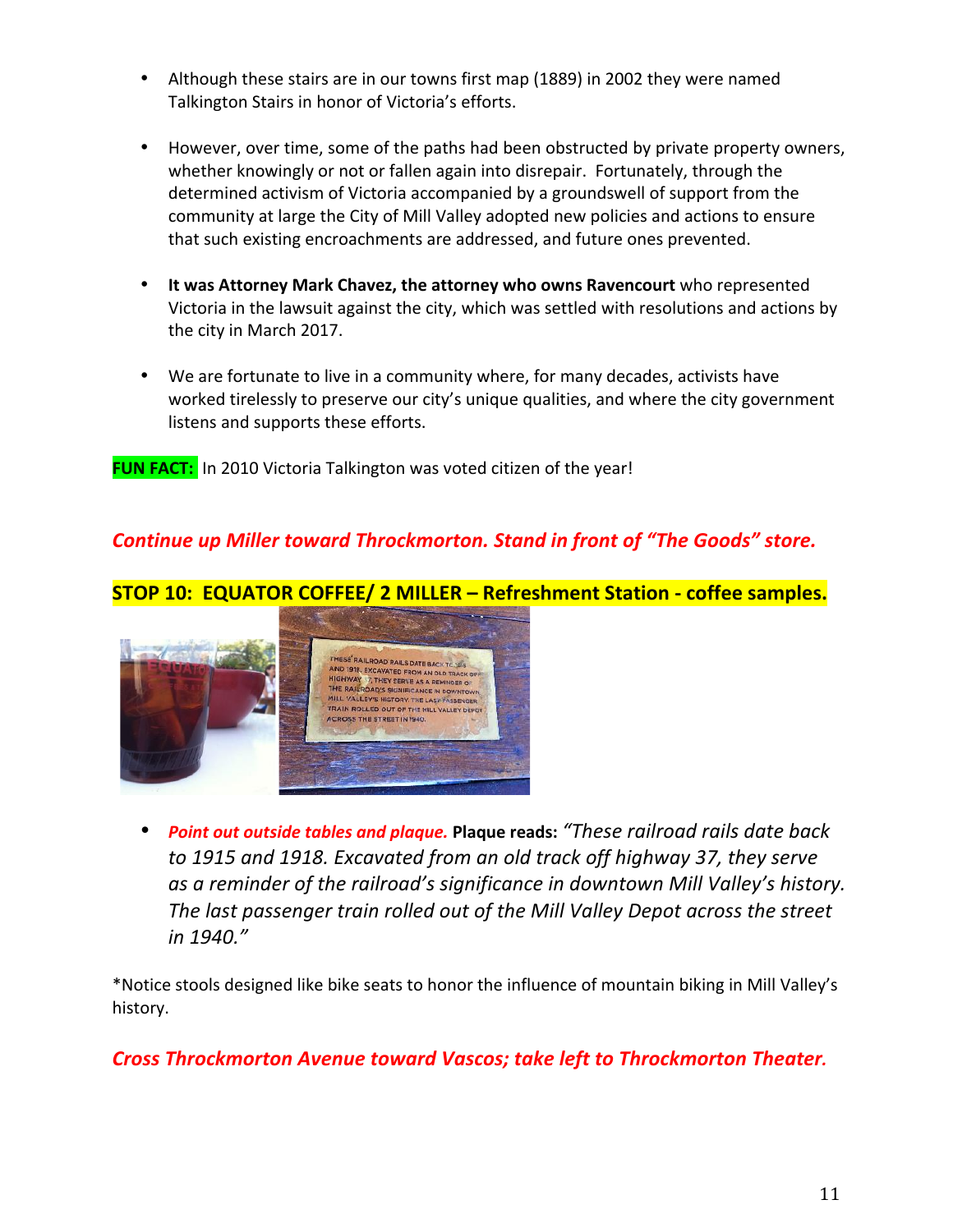- Although these stairs are in our towns first map (1889) in 2002 they were named Talkington Stairs in honor of Victoria's efforts.

- However, over time, some of the paths had been obstructed by private property owners, whether knowingly or not or fallen again into disrepair. Fortunately, through the determined activism of Victoria accompanied by a groundswell of support from the community at large the City of Mill Valley adopted new policies and actions to ensure that such existing encroachments are addressed, and future ones prevented.

- **It was Attorney Mark Chavez, the attorney who owns Ravencourt** who represented Victoria in the lawsuit against the city, which was settled with resolutions and actions by the city in March 2017.

- We are fortunate to live in a community where, for many decades, activists have worked tirelessly to preserve our city's unique qualities, and where the city government listens and supports these efforts.

**FUN FACT:** In 2010 Victoria Talkington was voted citizen of the year!

***Continue up Miller toward Throckmorton. Stand in front of "The Goods" store.***

**STOP 10: EQUATOR COFFEE/ 2 MILLER – Refreshment Station - coffee samples.**

- ***Point out outside tables and plaque.*** **Plaque reads:** *"These railroad rails date back to 1915 and 1918. Excavated from an old track off highway 37, they serve as a reminder of the railroad's significance in downtown Mill Valley's history. The last passenger train rolled out of the Mill Valley Depot across the street in 1940."*

*Notice stools designed like bike seats to honor the influence of mountain biking in Mill Valley's history.

***Cross Throckmorton Avenue toward Vascos; take left to Throckmorton Theater.***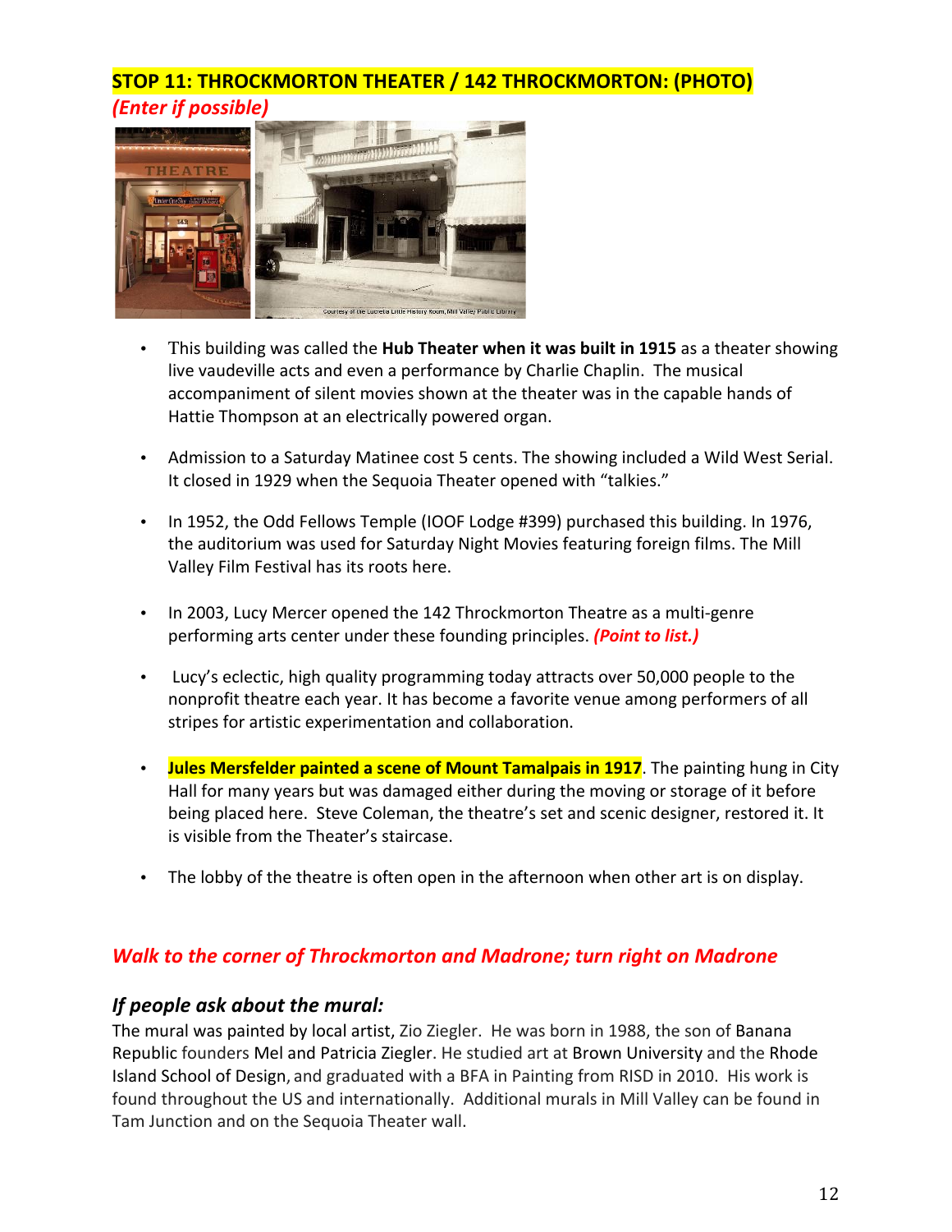## STOP 11: THROCKMORTON THEATER / 142 THROCKMORTON: (PHOTO)

***(Enter if possible)***

- This building was called the **Hub Theater when it was built in 1915** as a theater showing live vaudeville acts and even a performance by Charlie Chaplin. The musical accompaniment of silent movies shown at the theater was in the capable hands of Hattie Thompson at an electrically powered organ.
- Admission to a Saturday Matinee cost 5 cents. The showing included a Wild West Serial. It closed in 1929 when the Sequoia Theater opened with "talkies."
- In 1952, the Odd Fellows Temple (IOOF Lodge #399) purchased this building. In 1976, the auditorium was used for Saturday Night Movies featuring foreign films. The Mill Valley Film Festival has its roots here.
- In 2003, Lucy Mercer opened the 142 Throckmorton Theatre as a multi-genre performing arts center under these founding principles. ***(Point to list.)***
- Lucy's eclectic, high quality programming today attracts over 50,000 people to the nonprofit theatre each year. It has become a favorite venue among performers of all stripes for artistic experimentation and collaboration.
- **Jules Mersfelder painted a scene of Mount Tamalpais in 1917**. The painting hung in City Hall for many years but was damaged either during the moving or storage of it before being placed here. Steve Coleman, the theatre's set and scenic designer, restored it. It is visible from the Theater's staircase.
- The lobby of the theatre is often open in the afternoon when other art is on display.

### *Walk to the corner of Throckmorton and Madrone; turn right on Madrone*

### *If people ask about the mural:*

The mural was painted by local artist, Zio Ziegler. He was born in 1988, the son of Banana Republic founders Mel and Patricia Ziegler. He studied art at Brown University and the Rhode Island School of Design, and graduated with a BFA in Painting from RISD in 2010. His work is found throughout the US and internationally. Additional murals in Mill Valley can be found in Tam Junction and on the Sequoia Theater wall.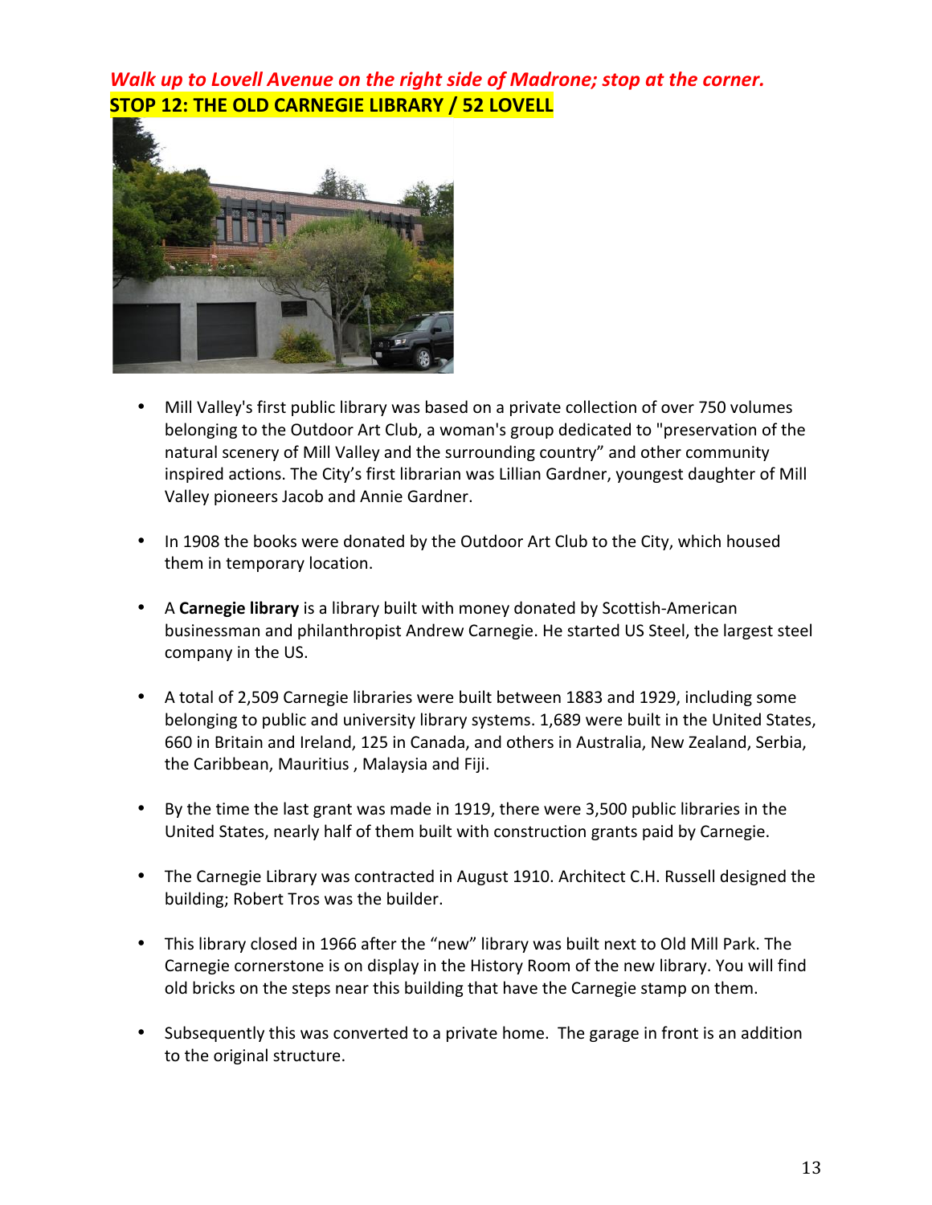*Walk up to Lovell Avenue on the right side of Madrone; stop at the corner.*

## STOP 12: THE OLD CARNEGIE LIBRARY / 52 LOVELL

- Mill Valley's first public library was based on a private collection of over 750 volumes belonging to the Outdoor Art Club, a woman's group dedicated to "preservation of the natural scenery of Mill Valley and the surrounding country" and other community inspired actions. The City's first librarian was Lillian Gardner, youngest daughter of Mill Valley pioneers Jacob and Annie Gardner.

- In 1908 the books were donated by the Outdoor Art Club to the City, which housed them in temporary location.

- A **Carnegie library** is a library built with money donated by Scottish-American businessman and philanthropist Andrew Carnegie. He started US Steel, the largest steel company in the US.

- A total of 2,509 Carnegie libraries were built between 1883 and 1929, including some belonging to public and university library systems. 1,689 were built in the United States, 660 in Britain and Ireland, 125 in Canada, and others in Australia, New Zealand, Serbia, the Caribbean, Mauritius , Malaysia and Fiji.

- By the time the last grant was made in 1919, there were 3,500 public libraries in the United States, nearly half of them built with construction grants paid by Carnegie.

- The Carnegie Library was contracted in August 1910. Architect C.H. Russell designed the building; Robert Tros was the builder.

- This library closed in 1966 after the "new" library was built next to Old Mill Park. The Carnegie cornerstone is on display in the History Room of the new library. You will find old bricks on the steps near this building that have the Carnegie stamp on them.

- Subsequently this was converted to a private home. The garage in front is an addition to the original structure.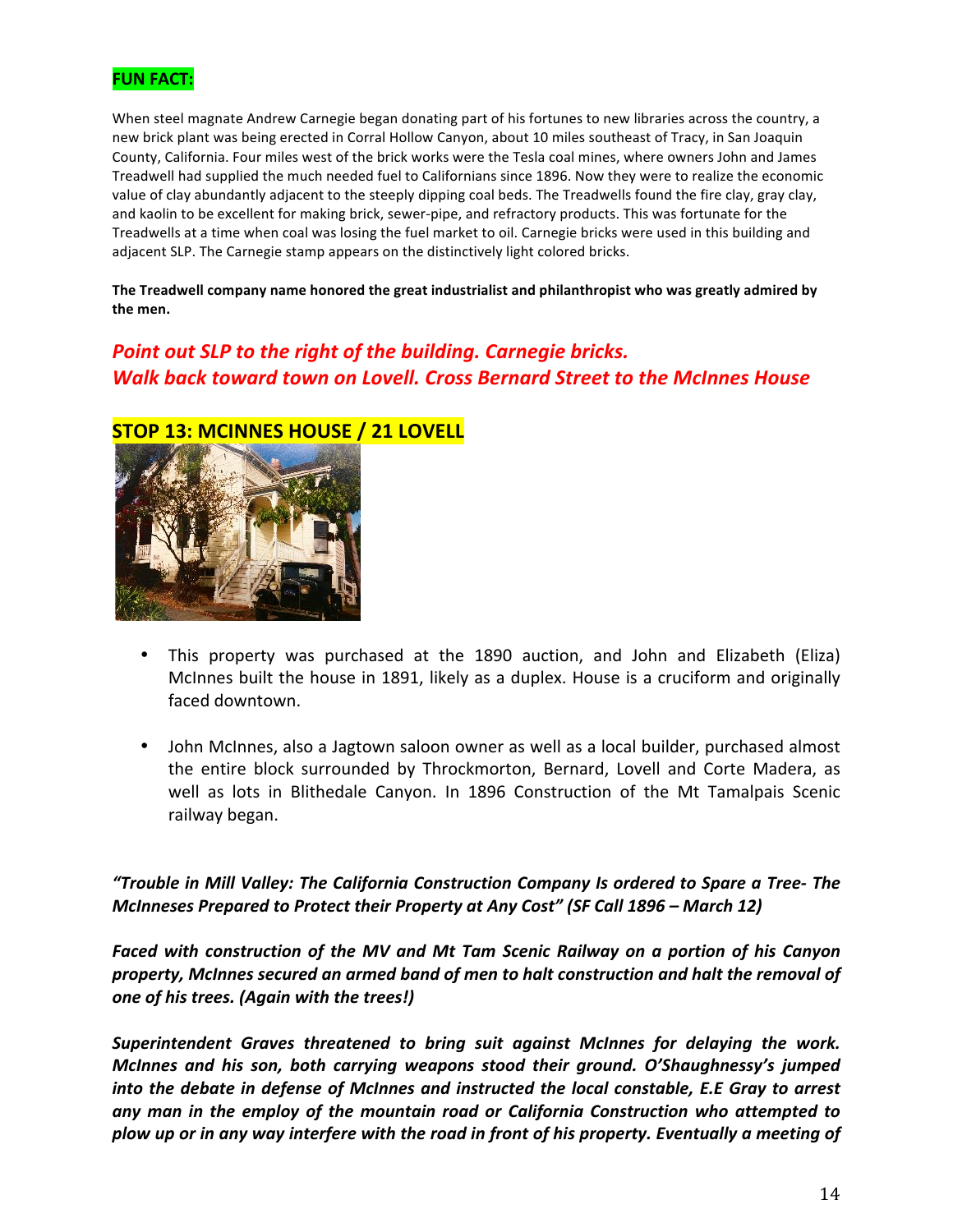**FUN FACT:**

When steel magnate Andrew Carnegie began donating part of his fortunes to new libraries across the country, a new brick plant was being erected in Corral Hollow Canyon, about 10 miles southeast of Tracy, in San Joaquin County, California. Four miles west of the brick works were the Tesla coal mines, where owners John and James Treadwell had supplied the much needed fuel to Californians since 1896. Now they were to realize the economic value of clay abundantly adjacent to the steeply dipping coal beds. The Treadwells found the fire clay, gray clay, and kaolin to be excellent for making brick, sewer-pipe, and refractory products. This was fortunate for the Treadwells at a time when coal was losing the fuel market to oil. Carnegie bricks were used in this building and adjacent SLP. The Carnegie stamp appears on the distinctively light colored bricks.

**The Treadwell company name honored the great industrialist and philanthropist who was greatly admired by the men.**

***Point out SLP to the right of the building. Carnegie bricks.***
***Walk back toward town on Lovell. Cross Bernard Street to the McInnes House***

## STOP 13: MCINNES HOUSE / 21 LOVELL

- This property was purchased at the 1890 auction, and John and Elizabeth (Eliza) McInnes built the house in 1891, likely as a duplex. House is a cruciform and originally faced downtown.

- John McInnes, also a Jagtown saloon owner as well as a local builder, purchased almost the entire block surrounded by Throckmorton, Bernard, Lovell and Corte Madera, as well as lots in Blithedale Canyon. In 1896 Construction of the Mt Tamalpais Scenic railway began.

***"Trouble in Mill Valley: The California Construction Company Is ordered to Spare a Tree- The McInneses Prepared to Protect their Property at Any Cost" (SF Call 1896 – March 12)***

***Faced with construction of the MV and Mt Tam Scenic Railway on a portion of his Canyon property, McInnes secured an armed band of men to halt construction and halt the removal of one of his trees. (Again with the trees!)***

***Superintendent Graves threatened to bring suit against McInnes for delaying the work. McInnes and his son, both carrying weapons stood their ground. O'Shaughnessy's jumped into the debate in defense of McInnes and instructed the local constable, E.E Gray to arrest any man in the employ of the mountain road or California Construction who attempted to plow up or in any way interfere with the road in front of his property. Eventually a meeting of***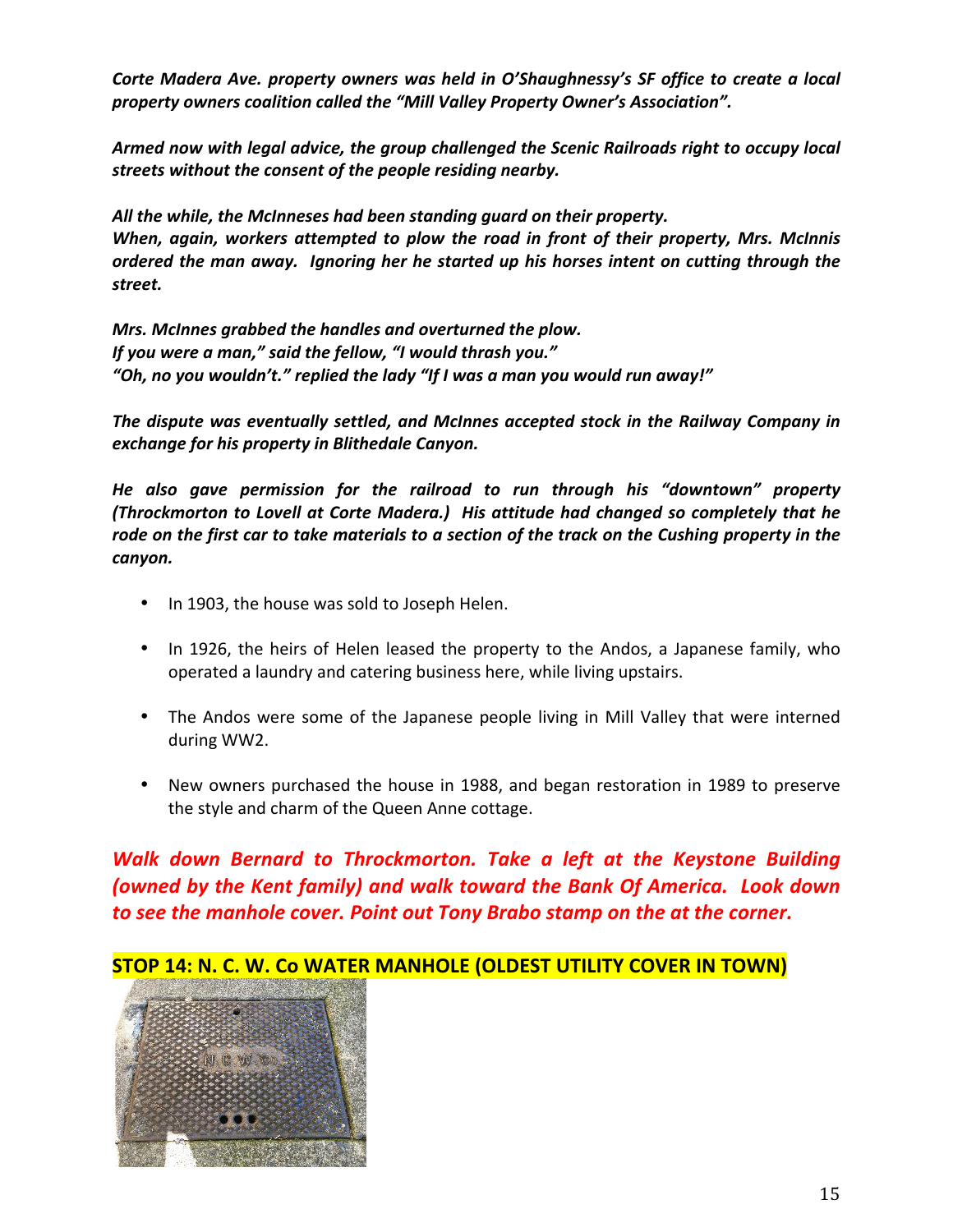***Corte Madera Ave. property owners was held in O'Shaughnessy's SF office to create a local property owners coalition called the "Mill Valley Property Owner's Association".***

***Armed now with legal advice, the group challenged the Scenic Railroads right to occupy local streets without the consent of the people residing nearby.***

***All the while, the McInneses had been standing guard on their property.***
***When, again, workers attempted to plow the road in front of their property, Mrs. McInnis ordered the man away. Ignoring her he started up his horses intent on cutting through the street.***

***Mrs. McInnes grabbed the handles and overturned the plow.***
***If you were a man," said the fellow, "I would thrash you."***
***"Oh, no you wouldn't." replied the lady "If I was a man you would run away!"***

***The dispute was eventually settled, and McInnes accepted stock in the Railway Company in exchange for his property in Blithedale Canyon.***

***He also gave permission for the railroad to run through his "downtown" property (Throckmorton to Lovell at Corte Madera.) His attitude had changed so completely that he rode on the first car to take materials to a section of the track on the Cushing property in the canyon.***

- In 1903, the house was sold to Joseph Helen.
- In 1926, the heirs of Helen leased the property to the Andos, a Japanese family, who operated a laundry and catering business here, while living upstairs.
- The Andos were some of the Japanese people living in Mill Valley that were interned during WW2.
- New owners purchased the house in 1988, and began restoration in 1989 to preserve the style and charm of the Queen Anne cottage.

***Walk down Bernard to Throckmorton. Take a left at the Keystone Building (owned by the Kent family) and walk toward the Bank Of America. Look down to see the manhole cover. Point out Tony Brabo stamp on the at the corner.***

**STOP 14: N. C. W. Co WATER MANHOLE (OLDEST UTILITY COVER IN TOWN)**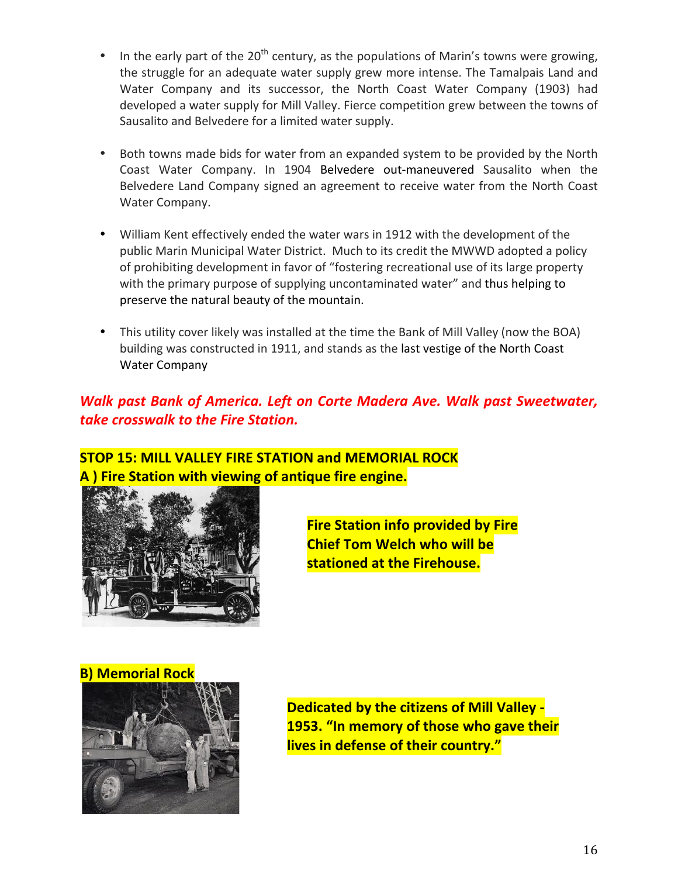- In the early part of the 20th century, as the populations of Marin's towns were growing, the struggle for an adequate water supply grew more intense. The Tamalpais Land and Water Company and its successor, the North Coast Water Company (1903) had developed a water supply for Mill Valley. Fierce competition grew between the towns of Sausalito and Belvedere for a limited water supply.

- Both towns made bids for water from an expanded system to be provided by the North Coast Water Company. In 1904 Belvedere out-maneuvered Sausalito when the Belvedere Land Company signed an agreement to receive water from the North Coast Water Company.

- William Kent effectively ended the water wars in 1912 with the development of the public Marin Municipal Water District. Much to its credit the MWWD adopted a policy of prohibiting development in favor of "fostering recreational use of its large property with the primary purpose of supplying uncontaminated water" and thus helping to preserve the natural beauty of the mountain.

- This utility cover likely was installed at the time the Bank of Mill Valley (now the BOA) building was constructed in 1911, and stands as the last vestige of the North Coast Water Company

***Walk past Bank of America. Left on Corte Madera Ave. Walk past Sweetwater, take crosswalk to the Fire Station.***

**STOP 15: MILL VALLEY FIRE STATION and MEMORIAL ROCK**

**A ) Fire Station with viewing of antique fire engine.**

**Fire Station info provided by Fire Chief Tom Welch who will be stationed at the Firehouse.**

**B) Memorial Rock**

**Dedicated by the citizens of Mill Valley - 1953. "In memory of those who gave their lives in defense of their country."**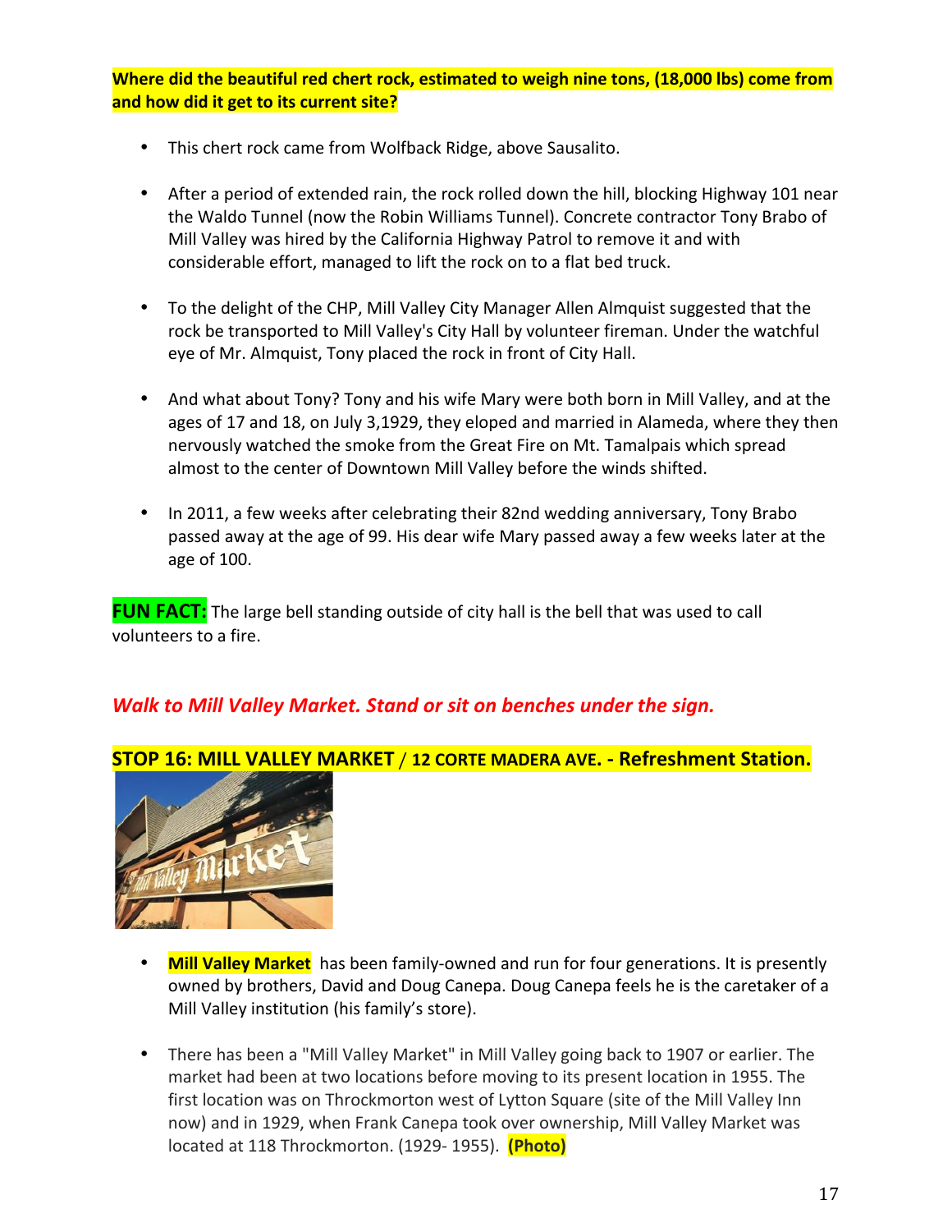**Where did the beautiful red chert rock, estimated to weigh nine tons, (18,000 lbs) come from and how did it get to its current site?**

- This chert rock came from Wolfback Ridge, above Sausalito.
- After a period of extended rain, the rock rolled down the hill, blocking Highway 101 near the Waldo Tunnel (now the Robin Williams Tunnel). Concrete contractor Tony Brabo of Mill Valley was hired by the California Highway Patrol to remove it and with considerable effort, managed to lift the rock on to a flat bed truck.
- To the delight of the CHP, Mill Valley City Manager Allen Almquist suggested that the rock be transported to Mill Valley's City Hall by volunteer fireman. Under the watchful eye of Mr. Almquist, Tony placed the rock in front of City Hall.
- And what about Tony? Tony and his wife Mary were both born in Mill Valley, and at the ages of 17 and 18, on July 3,1929, they eloped and married in Alameda, where they then nervously watched the smoke from the Great Fire on Mt. Tamalpais which spread almost to the center of Downtown Mill Valley before the winds shifted.
- In 2011, a few weeks after celebrating their 82nd wedding anniversary, Tony Brabo passed away at the age of 99. His dear wife Mary passed away a few weeks later at the age of 100.

**FUN FACT:** The large bell standing outside of city hall is the bell that was used to call volunteers to a fire.

***Walk to Mill Valley Market. Stand or sit on benches under the sign.***

## STOP 16: MILL VALLEY MARKET / 12 CORTE MADERA AVE. - Refreshment Station.

- **Mill Valley Market** has been family-owned and run for four generations. It is presently owned by brothers, David and Doug Canepa. Doug Canepa feels he is the caretaker of a Mill Valley institution (his family's store).
- There has been a "Mill Valley Market" in Mill Valley going back to 1907 or earlier. The market had been at two locations before moving to its present location in 1955. The first location was on Throckmorton west of Lytton Square (site of the Mill Valley Inn now) and in 1929, when Frank Canepa took over ownership, Mill Valley Market was located at 118 Throckmorton. (1929- 1955). **(Photo)**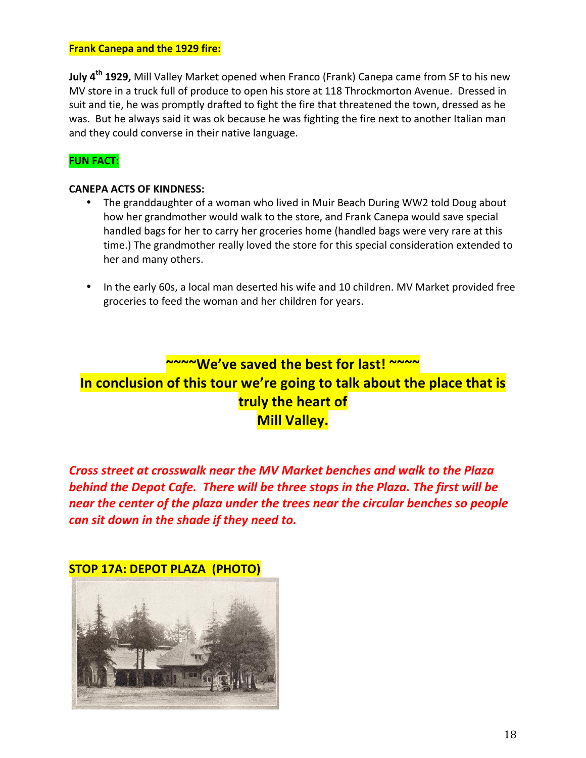**Frank Canepa and the 1929 fire:**

**July 4th 1929,** Mill Valley Market opened when Franco (Frank) Canepa came from SF to his new MV store in a truck full of produce to open his store at 118 Throckmorton Avenue. Dressed in suit and tie, he was promptly drafted to fight the fire that threatened the town, dressed as he was. But he always said it was ok because he was fighting the fire next to another Italian man and they could converse in their native language.

**FUN FACT:**

**CANEPA ACTS OF KINDNESS:**

- The granddaughter of a woman who lived in Muir Beach During WW2 told Doug about how her grandmother would walk to the store, and Frank Canepa would save special handled bags for her to carry her groceries home (handled bags were very rare at this time.) The grandmother really loved the store for this special consideration extended to her and many others.

- In the early 60s, a local man deserted his wife and 10 children. MV Market provided free groceries to feed the woman and her children for years.

**~~~~We've saved the best for last! ~~~~**

**In conclusion of this tour we're going to talk about the place that is truly the heart of Mill Valley.**

***Cross street at crosswalk near the MV Market benches and walk to the Plaza behind the Depot Cafe. There will be three stops in the Plaza. The first will be near the center of the plaza under the trees near the circular benches so people can sit down in the shade if they need to.***

**STOP 17A: DEPOT PLAZA (PHOTO)**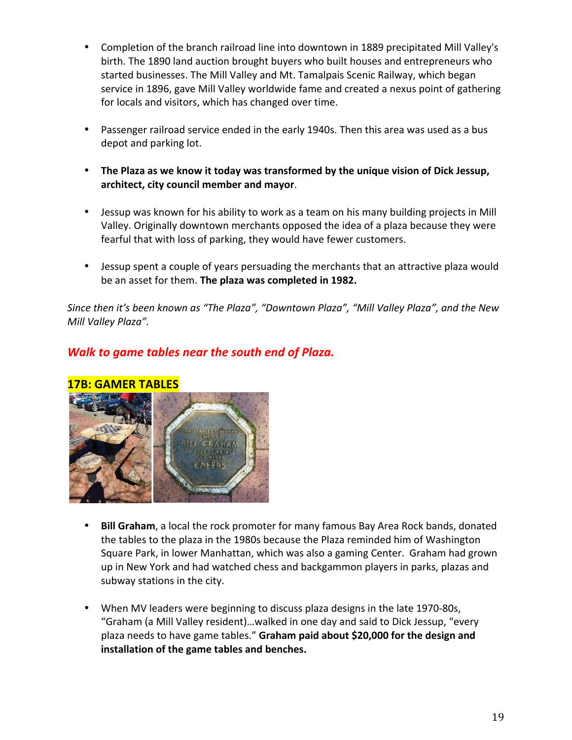- Completion of the branch railroad line into downtown in 1889 precipitated Mill Valley's birth. The 1890 land auction brought buyers who built houses and entrepreneurs who started businesses. The Mill Valley and Mt. Tamalpais Scenic Railway, which began service in 1896, gave Mill Valley worldwide fame and created a nexus point of gathering for locals and visitors, which has changed over time.

- Passenger railroad service ended in the early 1940s. Then this area was used as a bus depot and parking lot.

- **The Plaza as we know it today was transformed by the unique vision of Dick Jessup, architect, city council member and mayor**.

- Jessup was known for his ability to work as a team on his many building projects in Mill Valley. Originally downtown merchants opposed the idea of a plaza because they were fearful that with loss of parking, they would have fewer customers.

- Jessup spent a couple of years persuading the merchants that an attractive plaza would be an asset for them. **The plaza was completed in 1982.**

*Since then it's been known as "The Plaza", "Downtown Plaza", "Mill Valley Plaza", and the New Mill Valley Plaza".*

***Walk to game tables near the south end of Plaza.***

**17B: GAMER TABLES**

- **Bill Graham**, a local the rock promoter for many famous Bay Area Rock bands, donated the tables to the plaza in the 1980s because the Plaza reminded him of Washington Square Park, in lower Manhattan, which was also a gaming Center. Graham had grown up in New York and had watched chess and backgammon players in parks, plazas and subway stations in the city.

- When MV leaders were beginning to discuss plaza designs in the late 1970-80s, "Graham (a Mill Valley resident)…walked in one day and said to Dick Jessup, "every plaza needs to have game tables." **Graham paid about $20,000 for the design and installation of the game tables and benches.**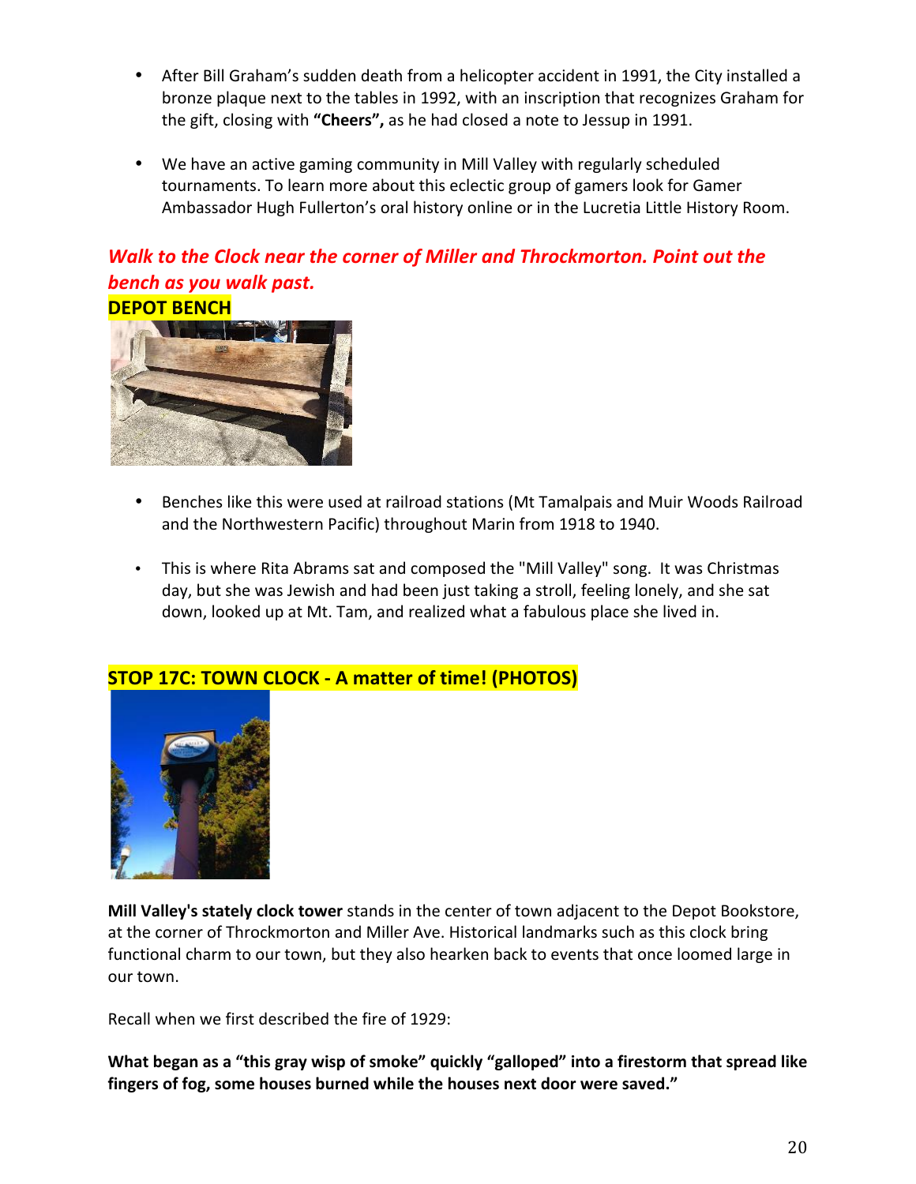- After Bill Graham's sudden death from a helicopter accident in 1991, the City installed a bronze plaque next to the tables in 1992, with an inscription that recognizes Graham for the gift, closing with **"Cheers",** as he had closed a note to Jessup in 1991.

- We have an active gaming community in Mill Valley with regularly scheduled tournaments. To learn more about this eclectic group of gamers look for Gamer Ambassador Hugh Fullerton's oral history online or in the Lucretia Little History Room.

***Walk to the Clock near the corner of Miller and Throckmorton. Point out the bench as you walk past.***

**DEPOT BENCH**

- Benches like this were used at railroad stations (Mt Tamalpais and Muir Woods Railroad and the Northwestern Pacific) throughout Marin from 1918 to 1940.

- This is where Rita Abrams sat and composed the "Mill Valley" song. It was Christmas day, but she was Jewish and had been just taking a stroll, feeling lonely, and she sat down, looked up at Mt. Tam, and realized what a fabulous place she lived in.

**STOP 17C: TOWN CLOCK - A matter of time! (PHOTOS)**

**Mill Valley's stately clock tower** stands in the center of town adjacent to the Depot Bookstore, at the corner of Throckmorton and Miller Ave. Historical landmarks such as this clock bring functional charm to our town, but they also hearken back to events that once loomed large in our town.

Recall when we first described the fire of 1929:

**What began as a "this gray wisp of smoke" quickly "galloped" into a firestorm that spread like fingers of fog, some houses burned while the houses next door were saved."**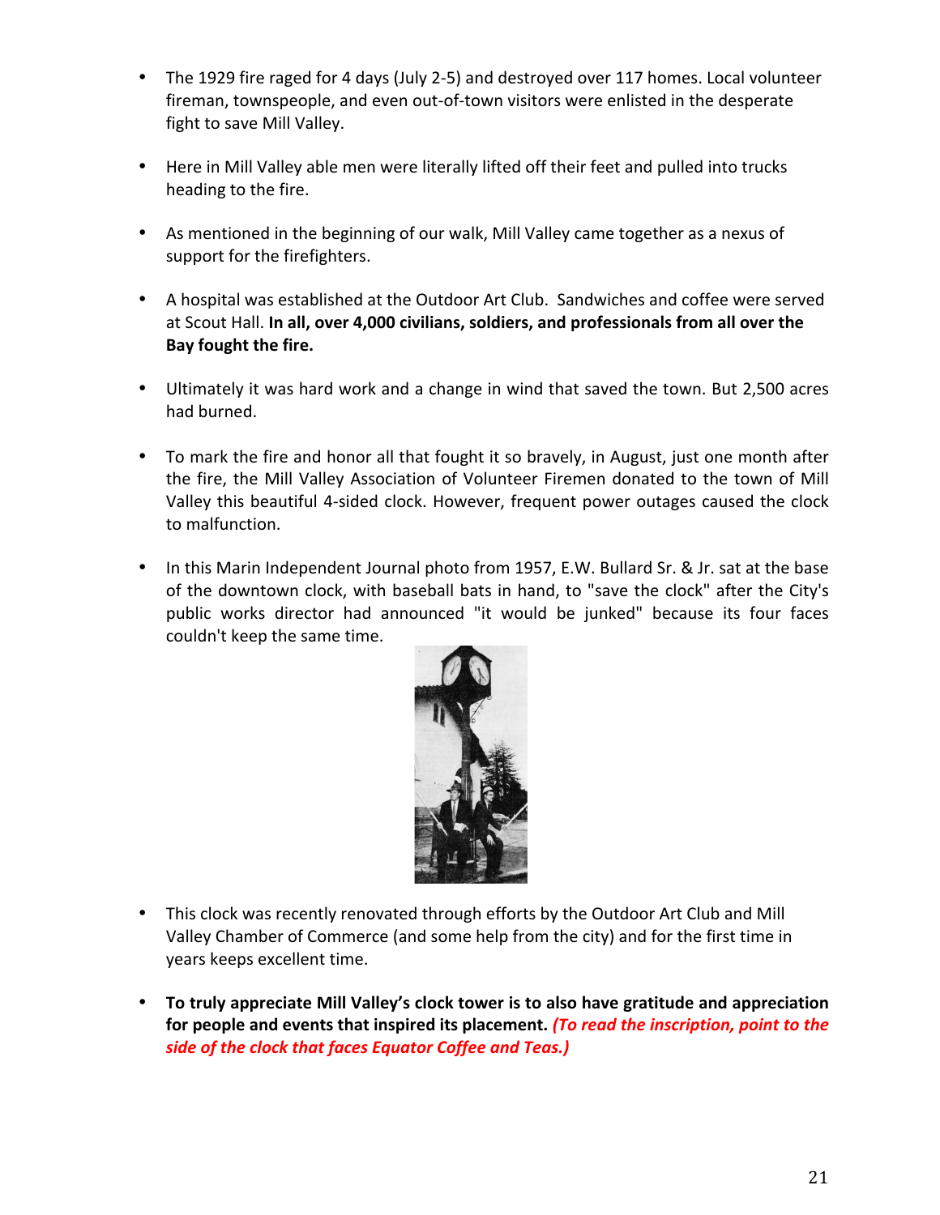- The 1929 fire raged for 4 days (July 2-5) and destroyed over 117 homes. Local volunteer fireman, townspeople, and even out-of-town visitors were enlisted in the desperate fight to save Mill Valley.

- Here in Mill Valley able men were literally lifted off their feet and pulled into trucks heading to the fire.

- As mentioned in the beginning of our walk, Mill Valley came together as a nexus of support for the firefighters.

- A hospital was established at the Outdoor Art Club. Sandwiches and coffee were served at Scout Hall. **In all, over 4,000 civilians, soldiers, and professionals from all over the Bay fought the fire.**

- Ultimately it was hard work and a change in wind that saved the town. But 2,500 acres had burned.

- To mark the fire and honor all that fought it so bravely, in August, just one month after the fire, the Mill Valley Association of Volunteer Firemen donated to the town of Mill Valley this beautiful 4-sided clock. However, frequent power outages caused the clock to malfunction.

- In this Marin Independent Journal photo from 1957, E.W. Bullard Sr. & Jr. sat at the base of the downtown clock, with baseball bats in hand, to "save the clock" after the City's public works director had announced "it would be junked" because its four faces couldn't keep the same time.

- This clock was recently renovated through efforts by the Outdoor Art Club and Mill Valley Chamber of Commerce (and some help from the city) and for the first time in years keeps excellent time.

- **To truly appreciate Mill Valley's clock tower is to also have gratitude and appreciation for people and events that inspired its placement.** ***(To read the inscription, point to the side of the clock that faces Equator Coffee and Teas.)***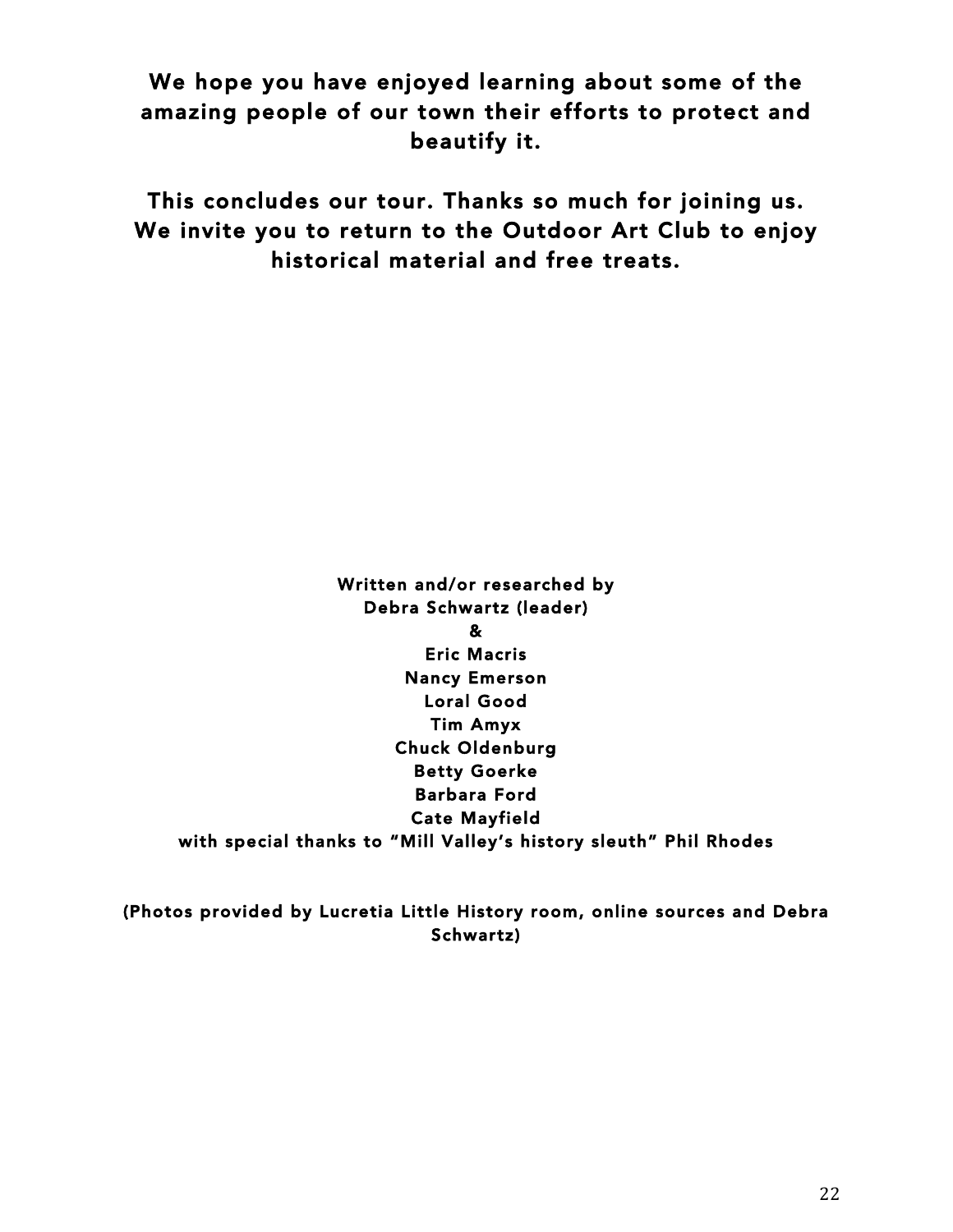**We hope you have enjoyed learning about some of the amazing people of our town their efforts to protect and beautify it.**

**This concludes our tour. Thanks so much for joining us. We invite you to return to the Outdoor Art Club to enjoy historical material and free treats.**

**Written and/or researched by**
**Debra Schwartz (leader)**
**&**
**Eric Macris**
**Nancy Emerson**
**Loral Good**
**Tim Amyx**
**Chuck Oldenburg**
**Betty Goerke**
**Barbara Ford**
**Cate Mayfield**
**with special thanks to "Mill Valley's history sleuth" Phil Rhodes**

**(Photos provided by Lucretia Little History room, online sources and Debra Schwartz)**